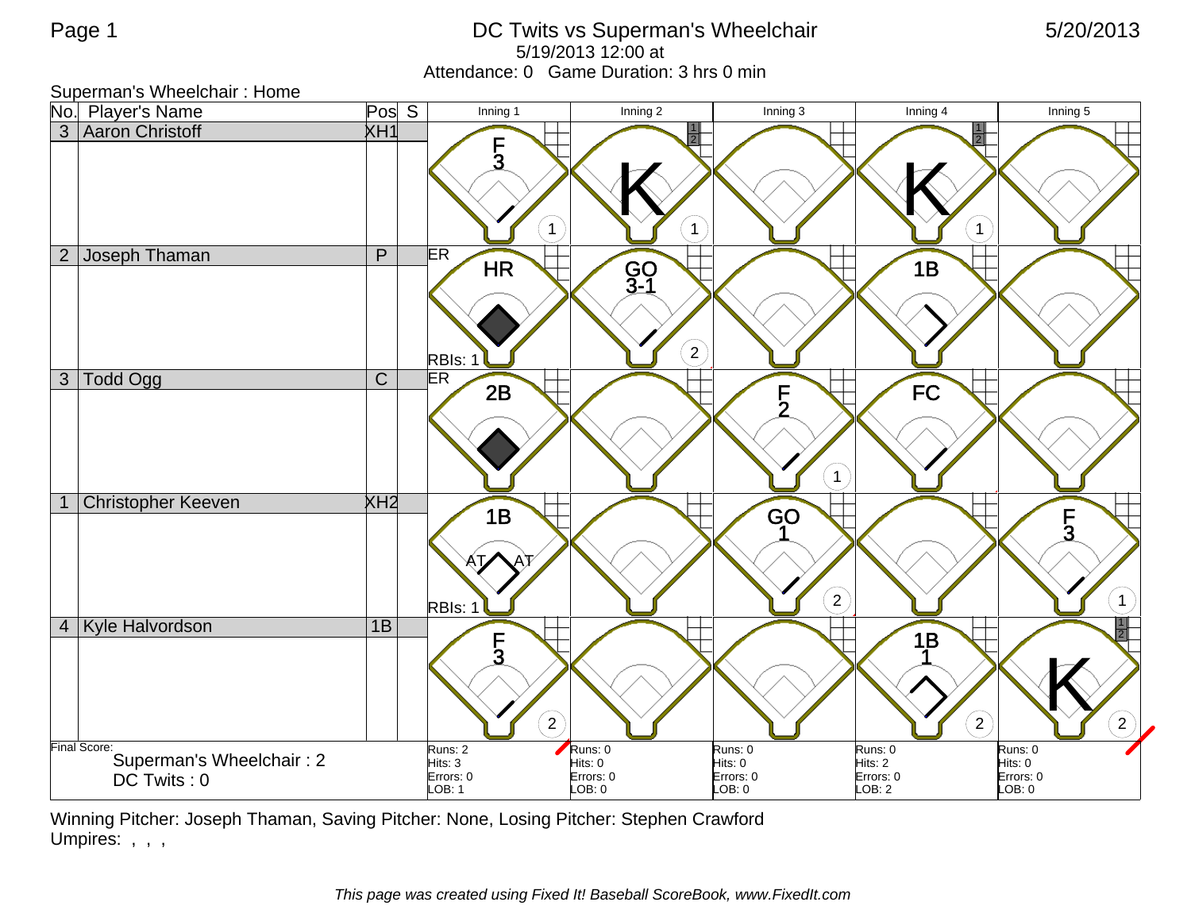# DC Twits vs Superman's Wheelchair

5/19/2013 12:00 at

Attendance: 0 Game Duration: 3 hrs 0 min

5/20/2013

Superman's Wheelchair : Home

| No. | Player's Name | Pos | S | Inning 1 | Inning 2 | Inning 3 | Inning 4 | Inning 5 |
|---|---|---|---|---|---|---|---|---|
| 3 | Aaron Christoff | XH1 | | F 3 (1) | K (1) | | K (1) | |
| 2 | Joseph Thaman | P | | ER HR RBIs: 1 | GO 3-1 (2) | | 1B | |
| 3 | Todd Ogg | C | | ER 2B | | F 2 (1) | FC | |
| 1 | Christopher Keeven | XH2 | | 1B AT AT RBIs: 1 | | GO 1 (2) | | F 3 (1) |
| 4 | Kyle Halvordson | 1B | | F 3 (2) | | | 1B 1 (2) | K (2) |
| Final Score: Superman's Wheelchair : 2 DC Twits : 0 | | | | Runs: 2 Hits: 3 Errors: 0 LOB: 1 | Runs: 0 Hits: 0 Errors: 0 LOB: 0 | Runs: 0 Hits: 0 Errors: 0 LOB: 0 | Runs: 0 Hits: 2 Errors: 0 LOB: 2 | Runs: 0 Hits: 0 Errors: 0 LOB: 0 |

Winning Pitcher: Joseph Thaman, Saving Pitcher: None, Losing Pitcher: Stephen Crawford

Umpires: , , ,

*This page was created using Fixed It! Baseball ScoreBook, www.FixedIt.com*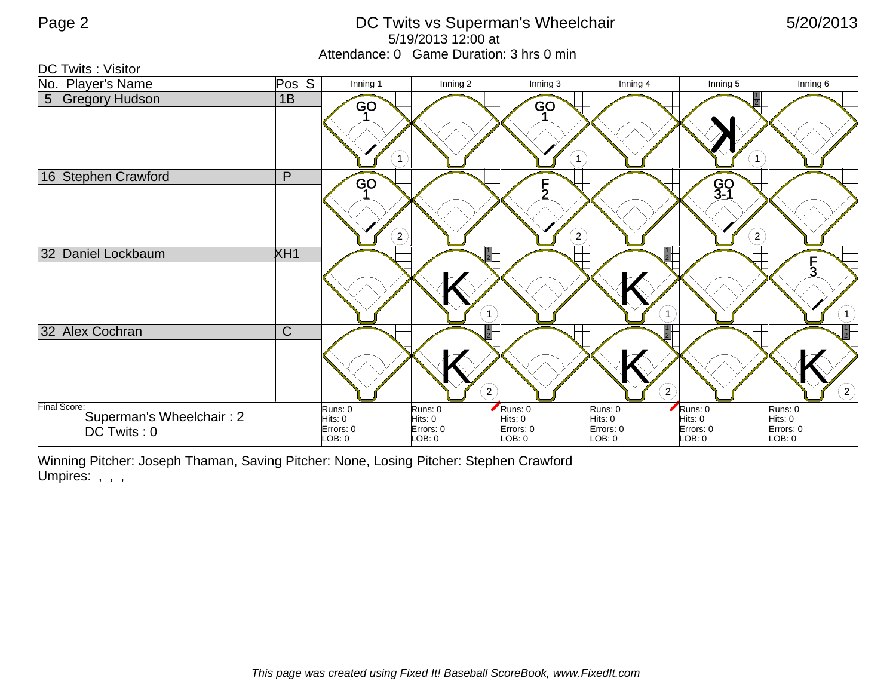## DC Twits vs Superman's Wheelchair

5/19/2013 12:00 at

Attendance: 0 Game Duration: 3 hrs 0 min

DC Twits : Visitor

| No. | Player's Name | Pos | S | Inning 1 | Inning 2 | Inning 3 | Inning 4 | Inning 5 | Inning 6 |
|---|---|---|---|---|---|---|---|---|---|
| 5 | Gregory Hudson | 1B | | GO 1 (1) | | GO 1 (1) | | K (1) | |
| 16 | Stephen Crawford | P | | GO 1 (2) | | F 2 (2) | | GO 3-1 (2) | |
| 32 | Daniel Lockbaum | XH1 | | | K (1) | | K (1) | | F 3 (1) |
| 32 | Alex Cochran | C | | | K (2) | | K (2) | | K (2) |

| Final Score: | Inning 1 | Inning 2 | Inning 3 | Inning 4 | Inning 5 | Inning 6 |
|---|---|---|---|---|---|---|
| Superman's Wheelchair : 2<br>DC Twits : 0 | Runs: 0<br>Hits: 0<br>Errors: 0<br>LOB: 0 | Runs: 0<br>Hits: 0<br>Errors: 0<br>LOB: 0 | Runs: 0<br>Hits: 0<br>Errors: 0<br>LOB: 0 | Runs: 0<br>Hits: 0<br>Errors: 0<br>LOB: 0 | Runs: 0<br>Hits: 0<br>Errors: 0<br>LOB: 0 | Runs: 0<br>Hits: 0<br>Errors: 0<br>LOB: 0 |

Winning Pitcher: Joseph Thaman, Saving Pitcher: None, Losing Pitcher: Stephen Crawford

Umpires: , , ,

*This page was created using Fixed It! Baseball ScoreBook, www.FixedIt.com*